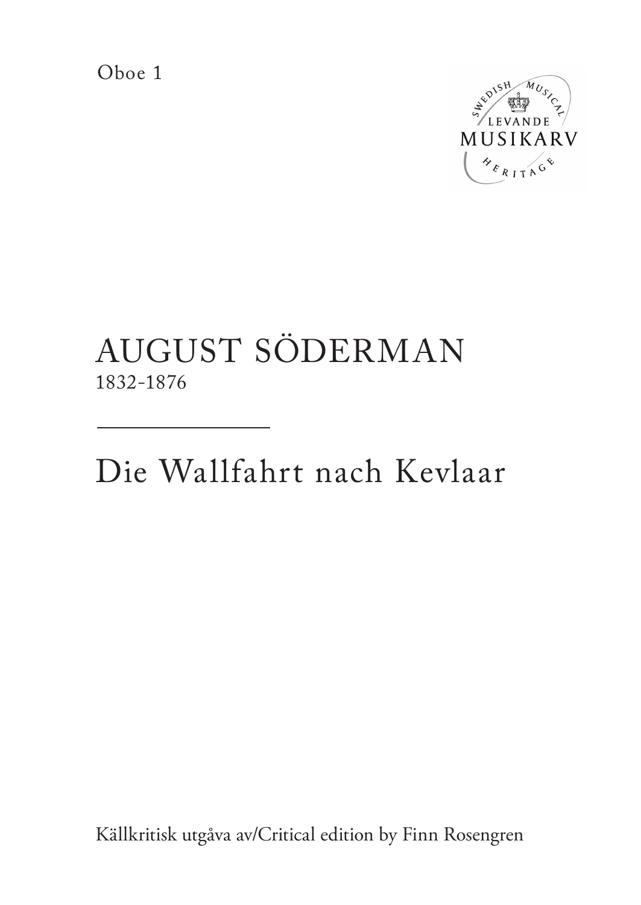Oboe 1

SWEDISH MUSICAL  
LEVANDE  
MUSIKARV  
HERITAGE

# AUGUST SÖDERMAN

1832-1876

---

## Die Wallfahrt nach Kevlaar

Källkritisk utgåva av/Critical edition by Finn Rosengren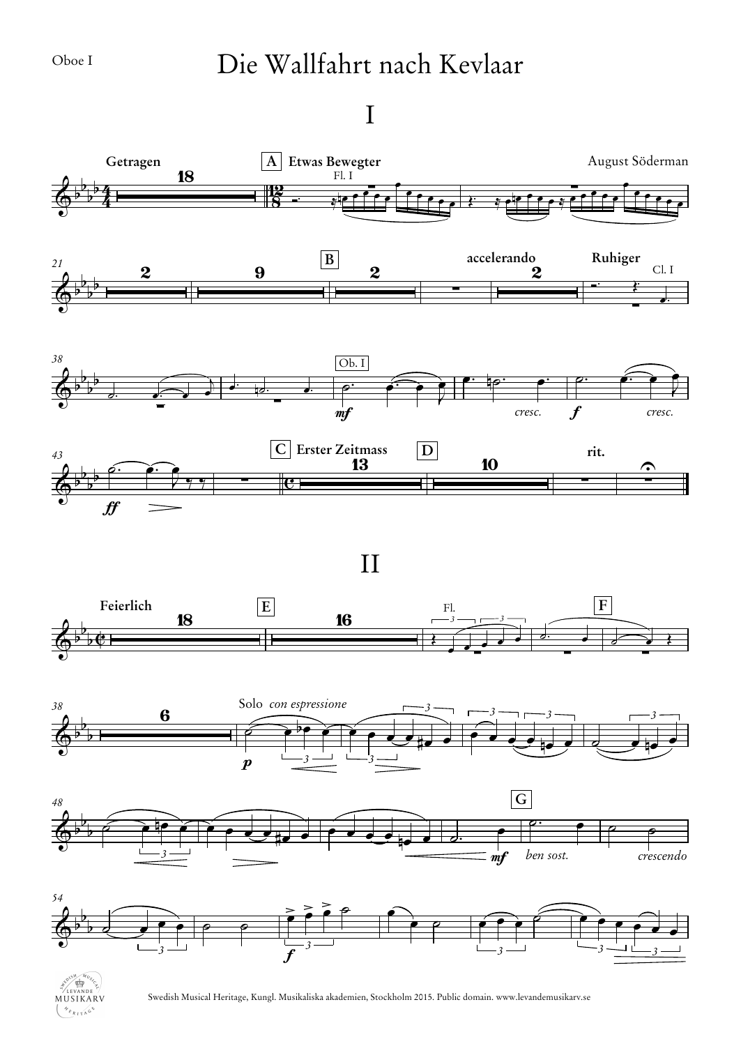Oboe I

# Die Wallfahrt nach Kevlaar

## I

August Söderman

Getragen 18 | A Etwas Bewegter | Fl. I

21 | 2 | 9 | B 2 | accelerando 2 | Ruhiger | Cl. I

38 | Ob. I | *mf* | *cresc.* | *f* | *cresc.*

43 | *ff* | C Erster Zeitmass 13 | D 10 | rit.

## II

Feierlich 18 | E 16 | Fl. | F

38 | 6 | Solo *con espressione* | *p*

48 | *mf* | G | *ben sost.* | *crescendo*

54 | *f*

Swedish Musical Heritage, Kungl. Musikaliska akademien, Stockholm 2015. Public domain. www.levandemusikarv.se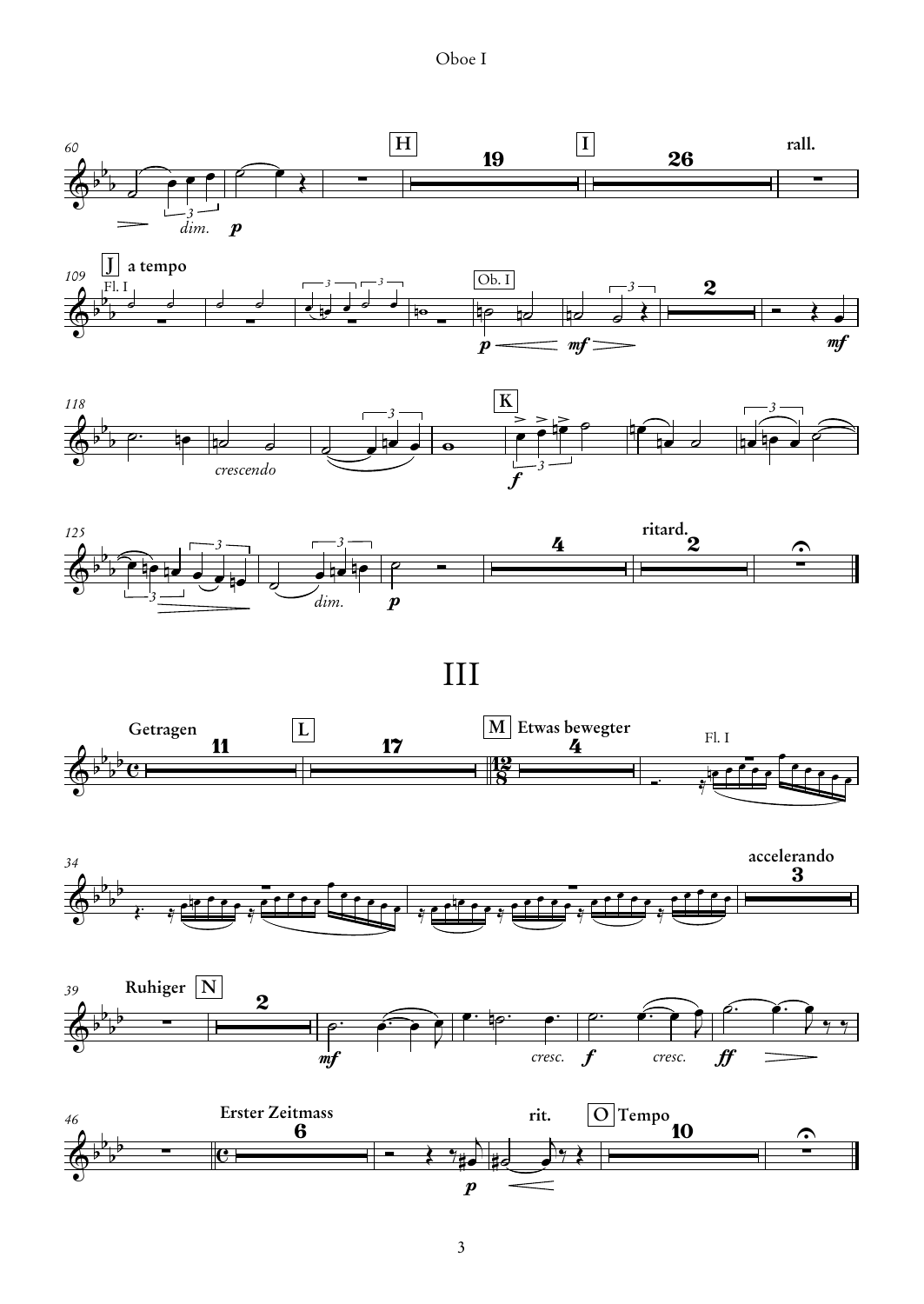# III